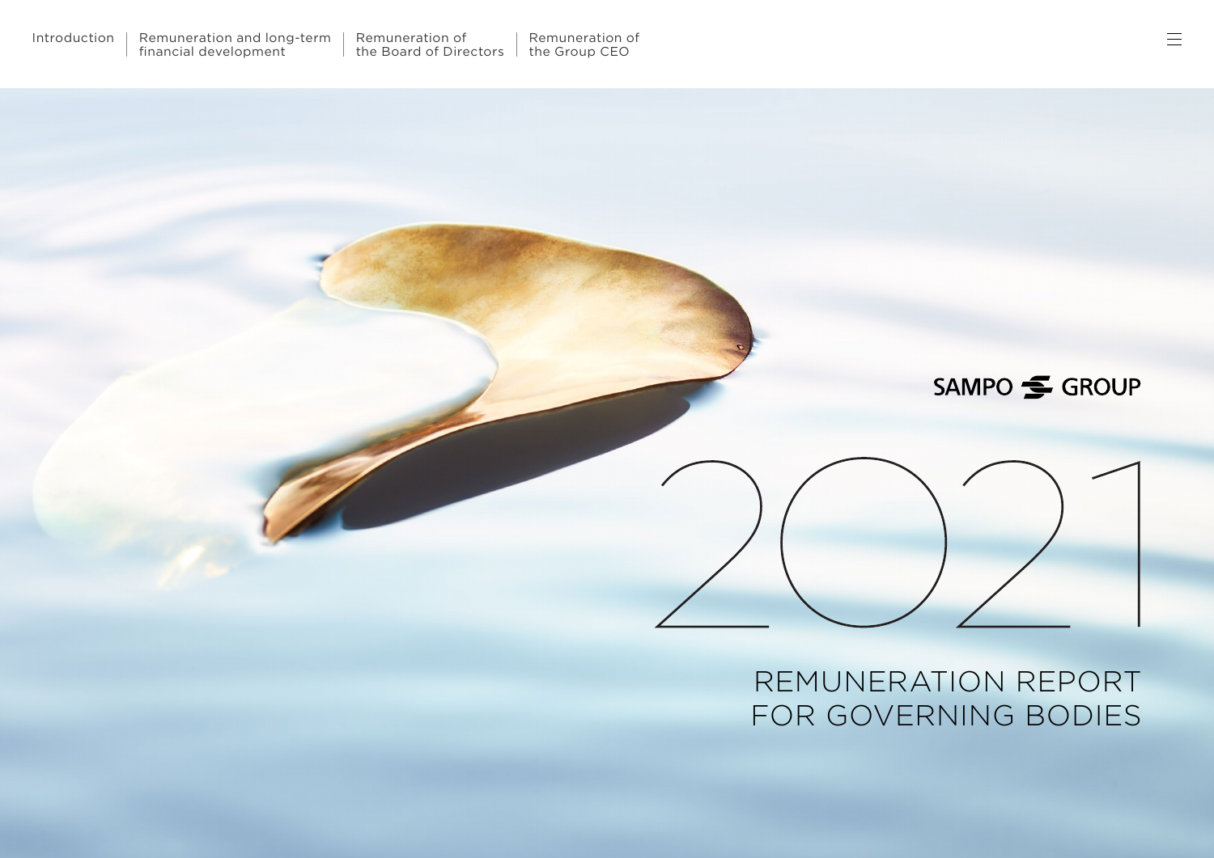SAMPO GROUP

# 2021

# REMUNERATION REPORT FOR GOVERNING BODIES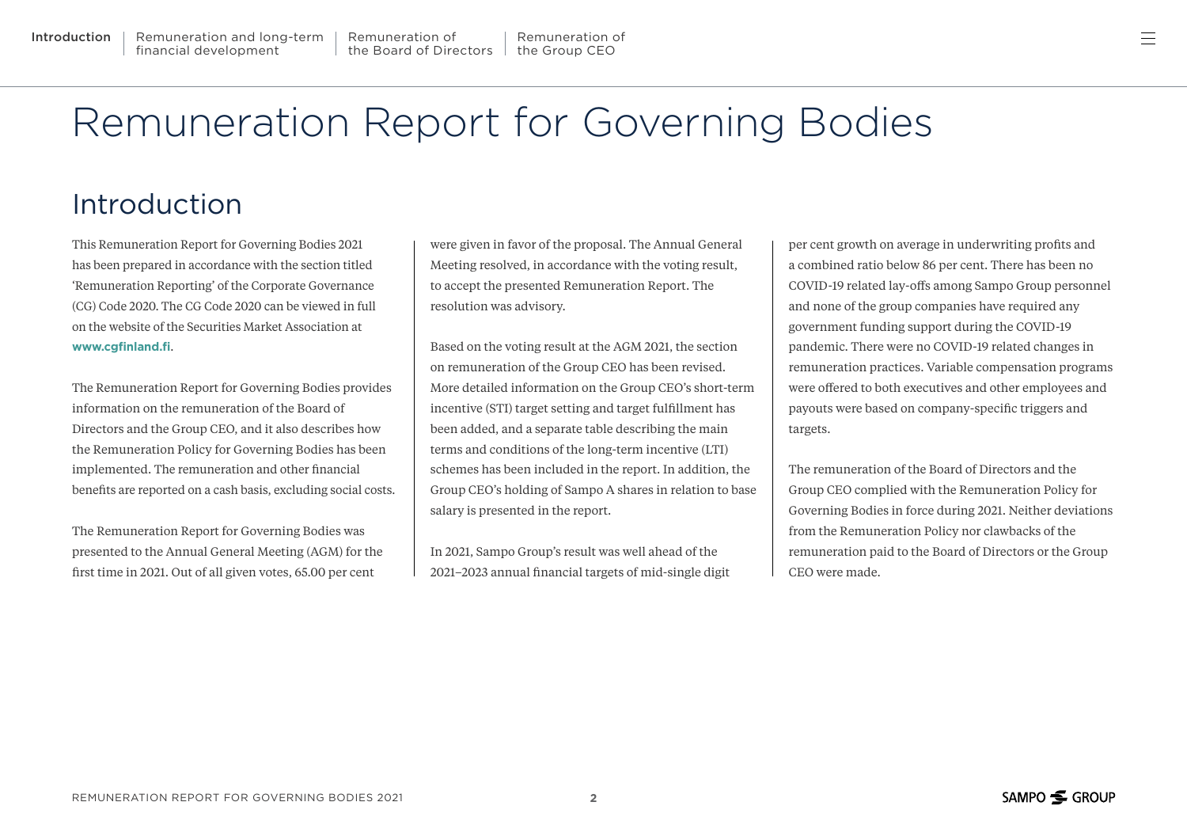# Remuneration Report for Governing Bodies

## Introduction

This Remuneration Report for Governing Bodies 2021 has been prepared in accordance with the section titled 'Remuneration Reporting' of the Corporate Governance (CG) Code 2020. The CG Code 2020 can be viewed in full on the website of the Securities Market Association at **www.cgfinland.fi**.

The Remuneration Report for Governing Bodies provides information on the remuneration of the Board of Directors and the Group CEO, and it also describes how the Remuneration Policy for Governing Bodies has been implemented. The remuneration and other financial benefits are reported on a cash basis, excluding social costs.

The Remuneration Report for Governing Bodies was presented to the Annual General Meeting (AGM) for the first time in 2021. Out of all given votes, 65.00 per cent were given in favor of the proposal. The Annual General Meeting resolved, in accordance with the voting result, to accept the presented Remuneration Report. The resolution was advisory.

Based on the voting result at the AGM 2021, the section on remuneration of the Group CEO has been revised. More detailed information on the Group CEO's short-term incentive (STI) target setting and target fulfillment has been added, and a separate table describing the main terms and conditions of the long-term incentive (LTI) schemes has been included in the report. In addition, the Group CEO's holding of Sampo A shares in relation to base salary is presented in the report.

In 2021, Sampo Group's result was well ahead of the 2021–2023 annual financial targets of mid-single digit per cent growth on average in underwriting profits and a combined ratio below 86 per cent. There has been no COVID-19 related lay-offs among Sampo Group personnel and none of the group companies have required any government funding support during the COVID-19 pandemic. There were no COVID-19 related changes in remuneration practices. Variable compensation programs were offered to both executives and other employees and payouts were based on company-specific triggers and targets.

The remuneration of the Board of Directors and the Group CEO complied with the Remuneration Policy for Governing Bodies in force during 2021. Neither deviations from the Remuneration Policy nor clawbacks of the remuneration paid to the Board of Directors or the Group CEO were made.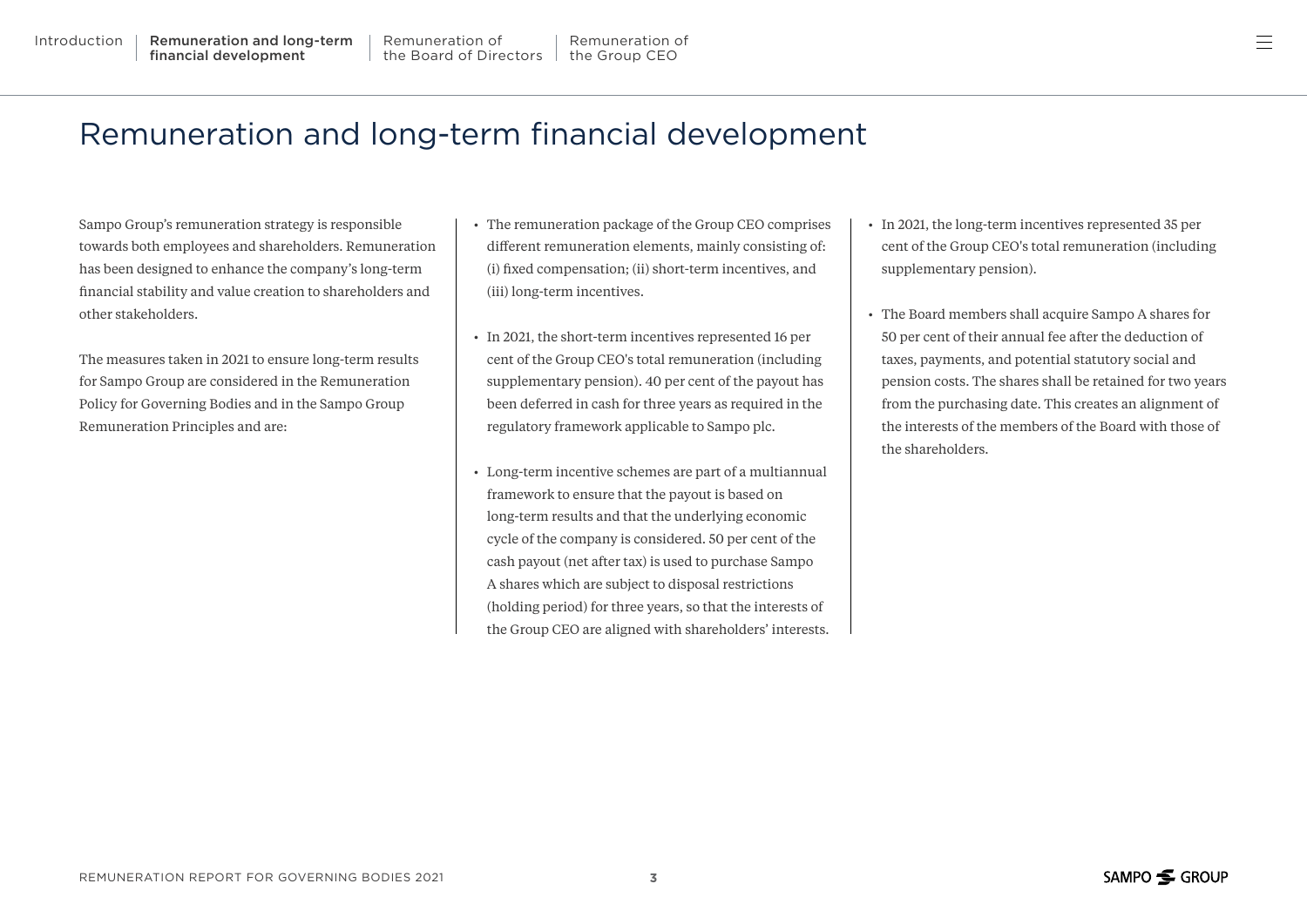# Remuneration and long-term financial development

Sampo Group's remuneration strategy is responsible towards both employees and shareholders. Remuneration has been designed to enhance the company's long-term financial stability and value creation to shareholders and other stakeholders.

The measures taken in 2021 to ensure long-term results for Sampo Group are considered in the Remuneration Policy for Governing Bodies and in the Sampo Group Remuneration Principles and are:

- The remuneration package of the Group CEO comprises different remuneration elements, mainly consisting of: (i) fixed compensation; (ii) short-term incentives, and (iii) long-term incentives.
- In 2021, the short-term incentives represented 16 per cent of the Group CEO's total remuneration (including supplementary pension). 40 per cent of the payout has been deferred in cash for three years as required in the regulatory framework applicable to Sampo plc.
- Long-term incentive schemes are part of a multiannual framework to ensure that the payout is based on long-term results and that the underlying economic cycle of the company is considered. 50 per cent of the cash payout (net after tax) is used to purchase Sampo A shares which are subject to disposal restrictions (holding period) for three years, so that the interests of the Group CEO are aligned with shareholders' interests.
- In 2021, the long-term incentives represented 35 per cent of the Group CEO's total remuneration (including supplementary pension).
- The Board members shall acquire Sampo A shares for 50 per cent of their annual fee after the deduction of taxes, payments, and potential statutory social and pension costs. The shares shall be retained for two years from the purchasing date. This creates an alignment of the interests of the members of the Board with those of the shareholders.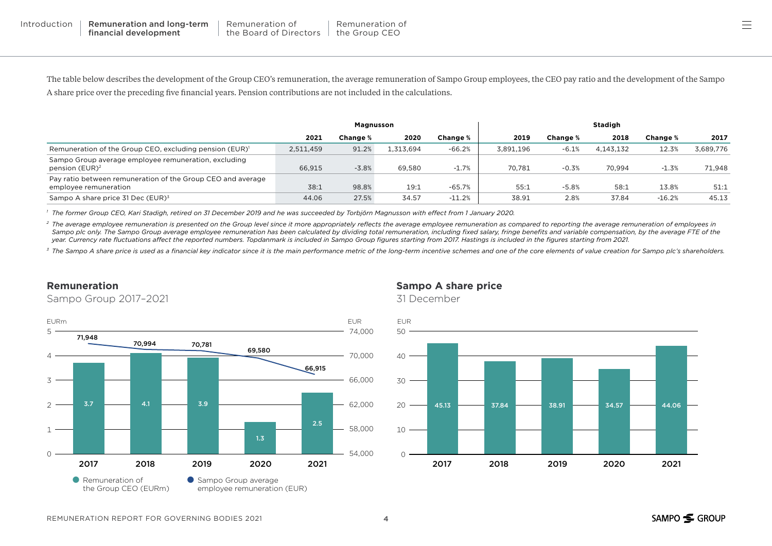The table below describes the development of the Group CEO's remuneration, the average remuneration of Sampo Group employees, the CEO pay ratio and the development of the Sampo A share price over the preceding five financial years. Pension contributions are not included in the calculations.

| | Magnusson | | | | Stadigh | | | | |
|---|---|---|---|---|---|---|---|---|---|
| | **2021** | **Change %** | **2020** | **Change %** | **2019** | **Change %** | **2018** | **Change %** | **2017** |
| Remuneration of the Group CEO, excluding pension (EUR)[1] | 2,511,459 | 91.2% | 1,313,694 | -66.2% | 3,891,196 | -6.1% | 4,143,132 | 12.3% | 3,689,776 |
| Sampo Group average employee remuneration, excluding pension (EUR)[2] | 66,915 | -3.8% | 69,580 | -1.7% | 70,781 | -0.3% | 70,994 | -1.3% | 71,948 |
| Pay ratio between remuneration of the Group CEO and average employee remuneration | 38:1 | 98.8% | 19:1 | -65.7% | 55:1 | -5.8% | 58:1 | 13.8% | 51:1 |
| Sampo A share price 31 Dec (EUR)[3] | 44.06 | 27.5% | 34.57 | -11.2% | 38.91 | 2.8% | 37.84 | -16.2% | 45.13 |

[1] *The former Group CEO, Kari Stadigh, retired on 31 December 2019 and he was succeeded by Torbjörn Magnusson with effect from 1 January 2020.*

[2] *The average employee remuneration is presented on the Group level since it more appropriately reflects the average employee remuneration as compared to reporting the average remuneration of employees in Sampo plc only. The Sampo Group average employee remuneration has been calculated by dividing total remuneration, including fixed salary, fringe benefits and variable compensation, by the average FTE of the year. Currency rate fluctuations affect the reported numbers. Topdanmark is included in Sampo Group figures starting from 2017. Hastings is included in the figures starting from 2021.*

[3] *The Sampo A share price is used as a financial key indicator since it is the main performance metric of the long-term incentive schemes and one of the core elements of value creation for Sampo plc's shareholders.*

## Remuneration

Sampo Group 2017–2021

| | 2017 | 2018 | 2019 | 2020 | 2021 |
|---|---|---|---|---|---|
| Remuneration of the Group CEO (EURm) | 3.7 | 4.1 | 3.9 | 1.3 | 2.5 |
| Sampo Group average employee remuneration (EUR) | 71,948 | 70,994 | 70,781 | 69,580 | 66,915 |

## Sampo A share price

31 December

| | 2017 | 2018 | 2019 | 2020 | 2021 |
|---|---|---|---|---|---|
| EUR | 45.13 | 37.84 | 38.91 | 34.57 | 44.06 |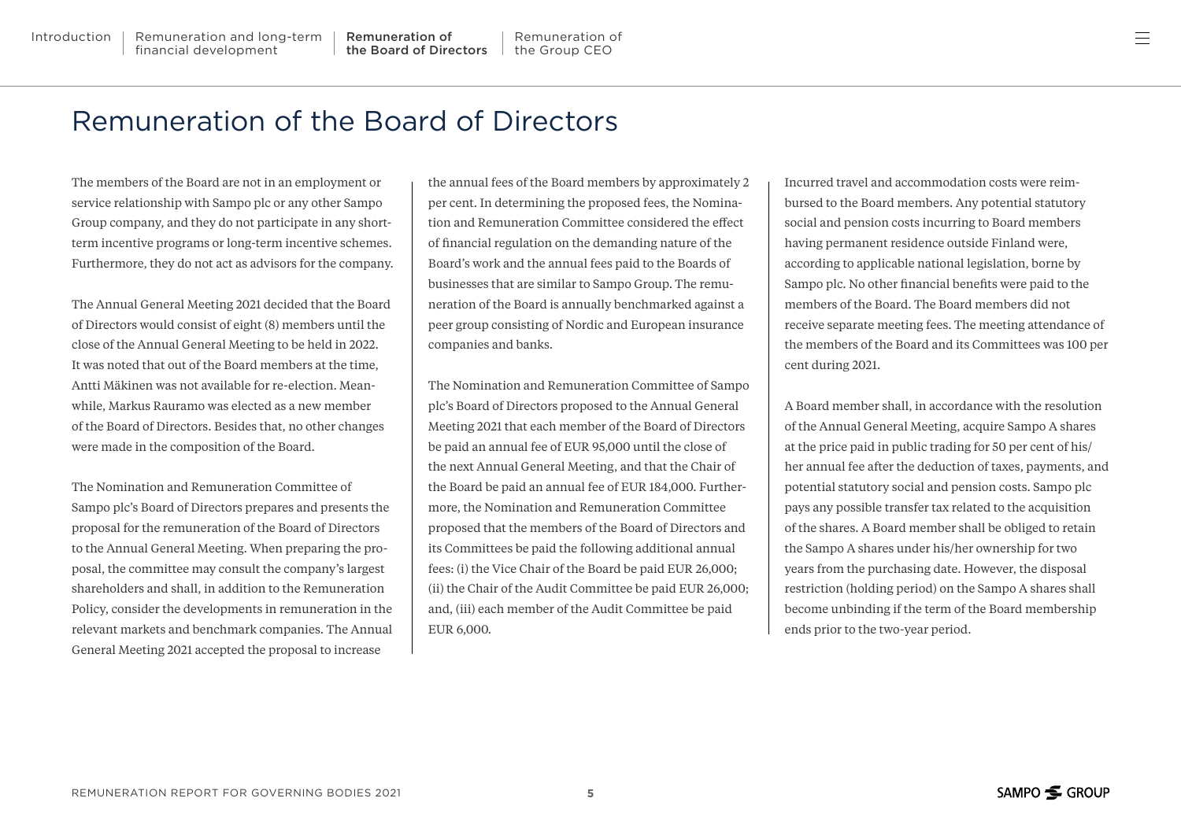# Remuneration of the Board of Directors

The members of the Board are not in an employment or service relationship with Sampo plc or any other Sampo Group company, and they do not participate in any short-term incentive programs or long-term incentive schemes. Furthermore, they do not act as advisors for the company.

The Annual General Meeting 2021 decided that the Board of Directors would consist of eight (8) members until the close of the Annual General Meeting to be held in 2022. It was noted that out of the Board members at the time, Antti Mäkinen was not available for re-election. Meanwhile, Markus Rauramo was elected as a new member of the Board of Directors. Besides that, no other changes were made in the composition of the Board.

The Nomination and Remuneration Committee of Sampo plc's Board of Directors prepares and presents the proposal for the remuneration of the Board of Directors to the Annual General Meeting. When preparing the proposal, the committee may consult the company's largest shareholders and shall, in addition to the Remuneration Policy, consider the developments in remuneration in the relevant markets and benchmark companies. The Annual General Meeting 2021 accepted the proposal to increase the annual fees of the Board members by approximately 2 per cent. In determining the proposed fees, the Nomination and Remuneration Committee considered the effect of financial regulation on the demanding nature of the Board's work and the annual fees paid to the Boards of businesses that are similar to Sampo Group. The remuneration of the Board is annually benchmarked against a peer group consisting of Nordic and European insurance companies and banks.

The Nomination and Remuneration Committee of Sampo plc's Board of Directors proposed to the Annual General Meeting 2021 that each member of the Board of Directors be paid an annual fee of EUR 95,000 until the close of the next Annual General Meeting, and that the Chair of the Board be paid an annual fee of EUR 184,000. Furthermore, the Nomination and Remuneration Committee proposed that the members of the Board of Directors and its Committees be paid the following additional annual fees: (i) the Vice Chair of the Board be paid EUR 26,000; (ii) the Chair of the Audit Committee be paid EUR 26,000; and, (iii) each member of the Audit Committee be paid EUR 6,000.

Incurred travel and accommodation costs were reimbursed to the Board members. Any potential statutory social and pension costs incurring to Board members having permanent residence outside Finland were, according to applicable national legislation, borne by Sampo plc. No other financial benefits were paid to the members of the Board. The Board members did not receive separate meeting fees. The meeting attendance of the members of the Board and its Committees was 100 per cent during 2021.

A Board member shall, in accordance with the resolution of the Annual General Meeting, acquire Sampo A shares at the price paid in public trading for 50 per cent of his/her annual fee after the deduction of taxes, payments, and potential statutory social and pension costs. Sampo plc pays any possible transfer tax related to the acquisition of the shares. A Board member shall be obliged to retain the Sampo A shares under his/her ownership for two years from the purchasing date. However, the disposal restriction (holding period) on the Sampo A shares shall become unbinding if the term of the Board membership ends prior to the two-year period.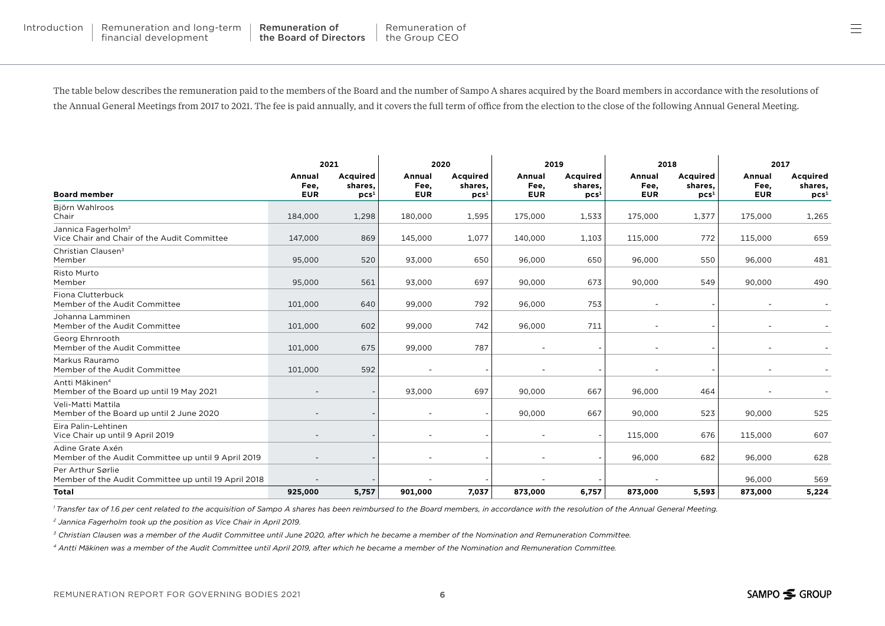The table below describes the remuneration paid to the members of the Board and the number of Sampo A shares acquired by the Board members in accordance with the resolutions of the Annual General Meetings from 2017 to 2021. The fee is paid annually, and it covers the full term of office from the election to the close of the following Annual General Meeting.

| | 2021 | | 2020 | | 2019 | | 2018 | | 2017 | |
|---|---|---|---|---|---|---|---|---|---|---|
| **Board member** | **Annual Fee, EUR** | **Acquired shares, pcs[1]** | **Annual Fee, EUR** | **Acquired shares, pcs[1]** | **Annual Fee, EUR** | **Acquired shares, pcs[1]** | **Annual Fee, EUR** | **Acquired shares, pcs[1]** | **Annual Fee, EUR** | **Acquired shares, pcs[1]** |
| Björn Wahlroos<br>Chair | 184,000 | 1,298 | 180,000 | 1,595 | 175,000 | 1,533 | 175,000 | 1,377 | 175,000 | 1,265 |
| Jannica Fagerholm[2]<br>Vice Chair and Chair of the Audit Committee | 147,000 | 869 | 145,000 | 1,077 | 140,000 | 1,103 | 115,000 | 772 | 115,000 | 659 |
| Christian Clausen[3]<br>Member | 95,000 | 520 | 93,000 | 650 | 96,000 | 650 | 96,000 | 550 | 96,000 | 481 |
| Risto Murto<br>Member | 95,000 | 561 | 93,000 | 697 | 90,000 | 673 | 90,000 | 549 | 90,000 | 490 |
| Fiona Clutterbuck<br>Member of the Audit Committee | 101,000 | 640 | 99,000 | 792 | 96,000 | 753 | - | - | - | - |
| Johanna Lamminen<br>Member of the Audit Committee | 101,000 | 602 | 99,000 | 742 | 96,000 | 711 | - | - | - | - |
| Georg Ehrnrooth<br>Member of the Audit Committee | 101,000 | 675 | 99,000 | 787 | - | - | - | - | - | - |
| Markus Rauramo<br>Member of the Audit Committee | 101,000 | 592 | - | - | - | - | - | - | - | - |
| Antti Mäkinen[4]<br>Member of the Board up until 19 May 2021 | - | - | 93,000 | 697 | 90,000 | 667 | 96,000 | 464 | - | - |
| Veli-Matti Mattila<br>Member of the Board up until 2 June 2020 | - | - | - | - | 90,000 | 667 | 90,000 | 523 | 90,000 | 525 |
| Eira Palin-Lehtinen<br>Vice Chair up until 9 April 2019 | - | - | - | - | - | - | 115,000 | 676 | 115,000 | 607 |
| Adine Grate Axén<br>Member of the Audit Committee up until 9 April 2019 | - | - | - | - | - | - | 96,000 | 682 | 96,000 | 628 |
| Per Arthur Sørlie<br>Member of the Audit Committee up until 19 April 2018 | - | - | - | - | - | - | - | | 96,000 | 569 |
| **Total** | **925,000** | **5,757** | **901,000** | **7,037** | **873,000** | **6,757** | **873,000** | **5,593** | **873,000** | **5,224** |

*[1] Transfer tax of 1.6 per cent related to the acquisition of Sampo A shares has been reimbursed to the Board members, in accordance with the resolution of the Annual General Meeting.*

*[2] Jannica Fagerholm took up the position as Vice Chair in April 2019.*

*[3] Christian Clausen was a member of the Audit Committee until June 2020, after which he became a member of the Nomination and Remuneration Committee.*

*[4] Antti Mäkinen was a member of the Audit Committee until April 2019, after which he became a member of the Nomination and Remuneration Committee.*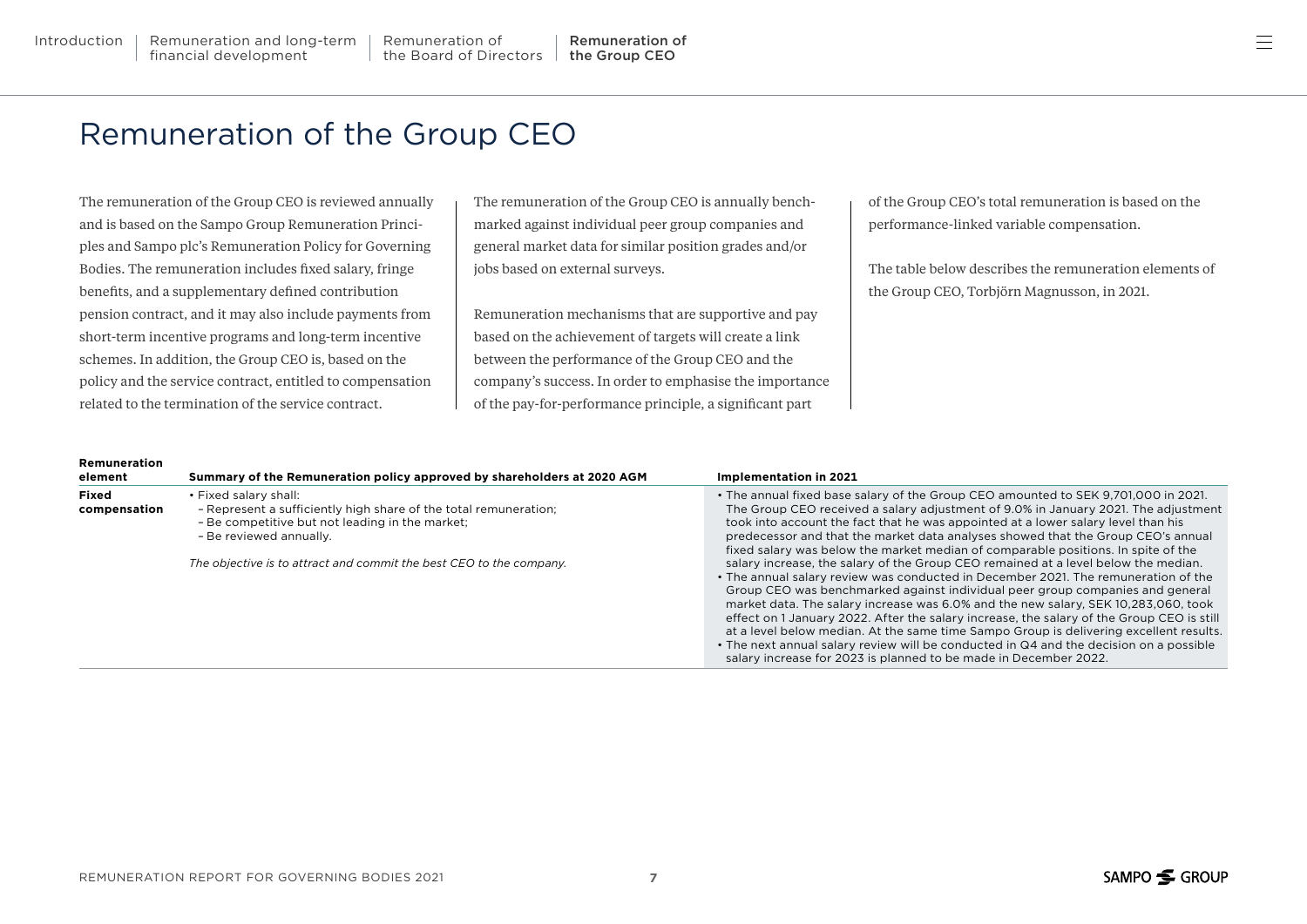# Remuneration of the Group CEO

The remuneration of the Group CEO is reviewed annually and is based on the Sampo Group Remuneration Principles and Sampo plc's Remuneration Policy for Governing Bodies. The remuneration includes fixed salary, fringe benefits, and a supplementary defined contribution pension contract, and it may also include payments from short-term incentive programs and long-term incentive schemes. In addition, the Group CEO is, based on the policy and the service contract, entitled to compensation related to the termination of the service contract.

The remuneration of the Group CEO is annually benchmarked against individual peer group companies and general market data for similar position grades and/or jobs based on external surveys.

Remuneration mechanisms that are supportive and pay based on the achievement of targets will create a link between the performance of the Group CEO and the company's success. In order to emphasise the importance of the pay-for-performance principle, a significant part of the Group CEO's total remuneration is based on the performance-linked variable compensation.

The table below describes the remuneration elements of the Group CEO, Torbjörn Magnusson, in 2021.

| Remuneration element | Summary of the Remuneration policy approved by shareholders at 2020 AGM | Implementation in 2021 |
|---|---|---|
| **Fixed compensation** | • Fixed salary shall:<br>– Represent a sufficiently high share of the total remuneration;<br>– Be competitive but not leading in the market;<br>– Be reviewed annually.<br><br>*The objective is to attract and commit the best CEO to the company.* | • The annual fixed base salary of the Group CEO amounted to SEK 9,701,000 in 2021. The Group CEO received a salary adjustment of 9.0% in January 2021. The adjustment took into account the fact that he was appointed at a lower salary level than his predecessor and that the market data analyses showed that the Group CEO's annual fixed salary was below the market median of comparable positions. In spite of the salary increase, the salary of the Group CEO remained at a level below the median.<br>• The annual salary review was conducted in December 2021. The remuneration of the Group CEO was benchmarked against individual peer group companies and general market data. The salary increase was 6.0% and the new salary, SEK 10,283,060, took effect on 1 January 2022. After the salary increase, the salary of the Group CEO is still at a level below median. At the same time Sampo Group is delivering excellent results.<br>• The next annual salary review will be conducted in Q4 and the decision on a possible salary increase for 2023 is planned to be made in December 2022. |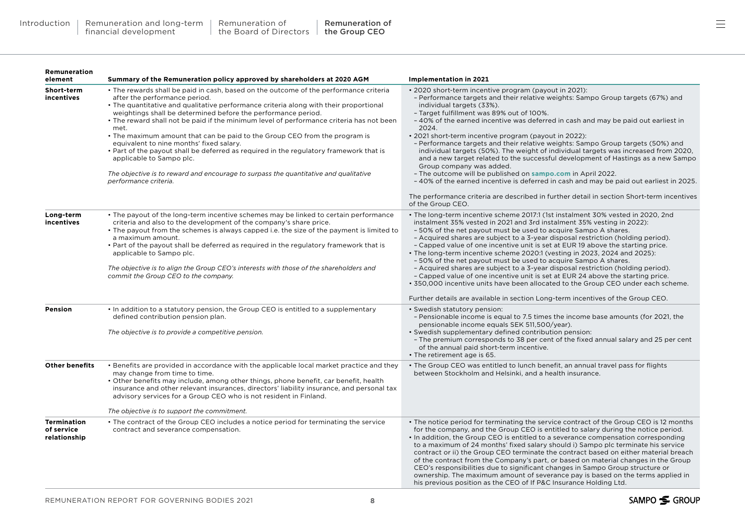| Remuneration element | Summary of the Remuneration policy approved by shareholders at 2020 AGM | Implementation in 2021 |
|---|---|---|
| **Short-term incentives** | • The rewards shall be paid in cash, based on the outcome of the performance criteria after the performance period.<br>• The quantitative and qualitative performance criteria along with their proportional weightings shall be determined before the performance period.<br>• The reward shall not be paid if the minimum level of performance criteria has not been met.<br>• The maximum amount that can be paid to the Group CEO from the program is equivalent to nine months' fixed salary.<br>• Part of the payout shall be deferred as required in the regulatory framework that is applicable to Sampo plc.<br><br>*The objective is to reward and encourage to surpass the quantitative and qualitative performance criteria.* | • 2020 short-term incentive program (payout in 2021):<br>– Performance targets and their relative weights: Sampo Group targets (67%) and individual targets (33%).<br>– Target fulfillment was 89% out of 100%.<br>– 40% of the earned incentive was deferred in cash and may be paid out earliest in 2024.<br>• 2021 short-term incentive program (payout in 2022):<br>– Performance targets and their relative weights: Sampo Group targets (50%) and individual targets (50%). The weight of individual targets was increased from 2020, and a new target related to the successful development of Hastings as a new Sampo Group company was added.<br>– The outcome will be published on **sampo.com** in April 2022.<br>– 40% of the earned incentive is deferred in cash and may be paid out earliest in 2025.<br><br>The performance criteria are described in further detail in section Short-term incentives of the Group CEO. |
| **Long-term incentives** | • The payout of the long-term incentive schemes may be linked to certain performance criteria and also to the development of the company's share price.<br>• The payout from the schemes is always capped i.e. the size of the payment is limited to a maximum amount.<br>• Part of the payout shall be deferred as required in the regulatory framework that is applicable to Sampo plc.<br><br>*The objective is to align the Group CEO's interests with those of the shareholders and commit the Group CEO to the company.* | • The long-term incentive scheme 2017:1 (1st instalment 30% vested in 2020, 2nd instalment 35% vested in 2021 and 3rd instalment 35% vesting in 2022):<br>– 50% of the net payout must be used to acquire Sampo A shares.<br>– Acquired shares are subject to a 3-year disposal restriction (holding period).<br>– Capped value of one incentive unit is set at EUR 19 above the starting price.<br>• The long-term incentive scheme 2020:1 (vesting in 2023, 2024 and 2025):<br>– 50% of the net payout must be used to acquire Sampo A shares.<br>– Acquired shares are subject to a 3-year disposal restriction (holding period).<br>– Capped value of one incentive unit is set at EUR 24 above the starting price.<br>• 350,000 incentive units have been allocated to the Group CEO under each scheme.<br><br>Further details are available in section Long-term incentives of the Group CEO. |
| **Pension** | • In addition to a statutory pension, the Group CEO is entitled to a supplementary defined contribution pension plan.<br><br>*The objective is to provide a competitive pension.* | • Swedish statutory pension:<br>– Pensionable income is equal to 7.5 times the income base amounts (for 2021, the pensionable income equals SEK 511,500/year).<br>• Swedish supplementary defined contribution pension:<br>– The premium corresponds to 38 per cent of the fixed annual salary and 25 per cent of the annual paid short-term incentive.<br>• The retirement age is 65. |
| **Other benefits** | • Benefits are provided in accordance with the applicable local market practice and they may change from time to time.<br>• Other benefits may include, among other things, phone benefit, car benefit, health insurance and other relevant insurances, directors' liability insurance, and personal tax advisory services for a Group CEO who is not resident in Finland.<br><br>*The objective is to support the commitment.* | • The Group CEO was entitled to lunch benefit, an annual travel pass for flights between Stockholm and Helsinki, and a health insurance. |
| **Termination of service relationship** | • The contract of the Group CEO includes a notice period for terminating the service contract and severance compensation. | • The notice period for terminating the service contract of the Group CEO is 12 months for the company, and the Group CEO is entitled to salary during the notice period.<br>• In addition, the Group CEO is entitled to a severance compensation corresponding to a maximum of 24 months' fixed salary should i) Sampo plc terminate his service contract or ii) the Group CEO terminate the contract based on either material breach of the contract from the Company's part, or based on material changes in the Group CEO's responsibilities due to significant changes in Sampo Group structure or ownership. The maximum amount of severance pay is based on the terms applied in his previous position as the CEO of If P&C Insurance Holding Ltd. |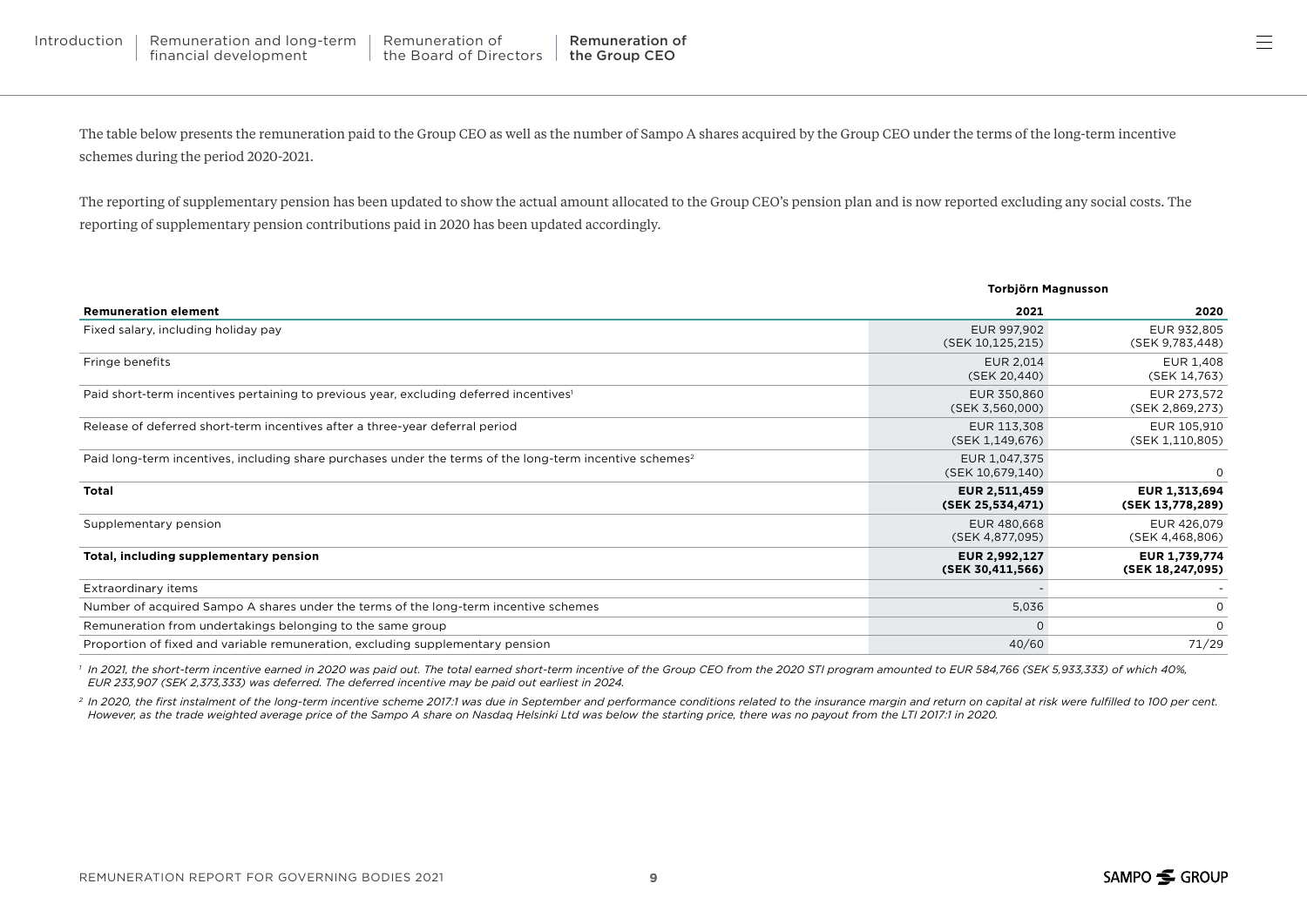The table below presents the remuneration paid to the Group CEO as well as the number of Sampo A shares acquired by the Group CEO under the terms of the long-term incentive schemes during the period 2020-2021.

The reporting of supplementary pension has been updated to show the actual amount allocated to the Group CEO's pension plan and is now reported excluding any social costs. The reporting of supplementary pension contributions paid in 2020 has been updated accordingly.

| | **Torbjörn Magnusson** | |
|---|---|---|
| **Remuneration element** | **2021** | **2020** |
| Fixed salary, including holiday pay | EUR 997,902 (SEK 10,125,215) | EUR 932,805 (SEK 9,783,448) |
| Fringe benefits | EUR 2,014 (SEK 20,440) | EUR 1,408 (SEK 14,763) |
| Paid short-term incentives pertaining to previous year, excluding deferred incentives[1] | EUR 350,860 (SEK 3,560,000) | EUR 273,572 (SEK 2,869,273) |
| Release of deferred short-term incentives after a three-year deferral period | EUR 113,308 (SEK 1,149,676) | EUR 105,910 (SEK 1,110,805) |
| Paid long-term incentives, including share purchases under the terms of the long-term incentive schemes[2] | EUR 1,047,375 (SEK 10,679,140) | 0 |
| **Total** | **EUR 2,511,459 (SEK 25,534,471)** | **EUR 1,313,694 (SEK 13,778,289)** |
| Supplementary pension | EUR 480,668 (SEK 4,877,095) | EUR 426,079 (SEK 4,468,806) |
| **Total, including supplementary pension** | **EUR 2,992,127 (SEK 30,411,566)** | **EUR 1,739,774 (SEK 18,247,095)** |
| Extraordinary items | - | - |
| Number of acquired Sampo A shares under the terms of the long-term incentive schemes | 5,036 | 0 |
| Remuneration from undertakings belonging to the same group | 0 | 0 |
| Proportion of fixed and variable remuneration, excluding supplementary pension | 40/60 | 71/29 |

*[1] In 2021, the short-term incentive earned in 2020 was paid out. The total earned short-term incentive of the Group CEO from the 2020 STI program amounted to EUR 584,766 (SEK 5,933,333) of which 40%, EUR 233,907 (SEK 2,373,333) was deferred. The deferred incentive may be paid out earliest in 2024.*

*[2] In 2020, the first instalment of the long-term incentive scheme 2017:1 was due in September and performance conditions related to the insurance margin and return on capital at risk were fulfilled to 100 per cent. However, as the trade weighted average price of the Sampo A share on Nasdaq Helsinki Ltd was below the starting price, there was no payout from the LTI 2017:1 in 2020.*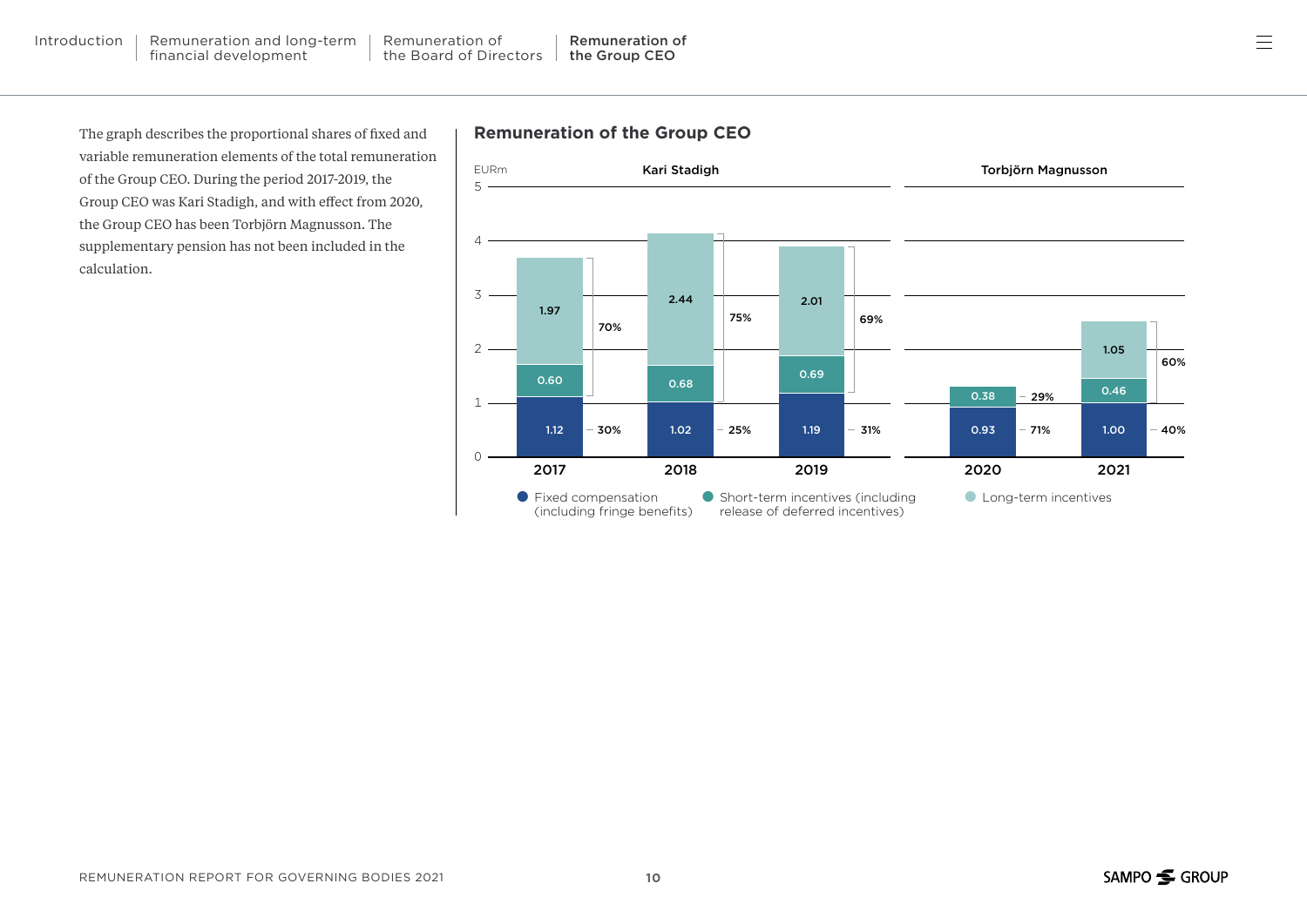The graph describes the proportional shares of fixed and variable remuneration elements of the total remuneration of the Group CEO. During the period 2017-2019, the Group CEO was Kari Stadigh, and with effect from 2020, the Group CEO has been Torbjörn Magnusson. The supplementary pension has not been included in the calculation.

## Remuneration of the Group CEO

EURm

| | Kari Stadigh | | | Torbjörn Magnusson | |
|---|---|---|---|---|---|
| | 2017 | 2018 | 2019 | 2020 | 2021 |
| Fixed compensation (including fringe benefits) | 1.12 | 1.02 | 1.19 | 0.93 | 1.00 |
| Short-term incentives (including release of deferred incentives) | 0.60 | 0.68 | 0.69 | 0.38 | 0.46 |
| Long-term incentives | 1.97 | 2.44 | 2.01 | | 1.05 |
| Fixed share | 30% | 25% | 31% | 71% | 40% |
| Variable share | 70% | 75% | 69% | 29% | 60% |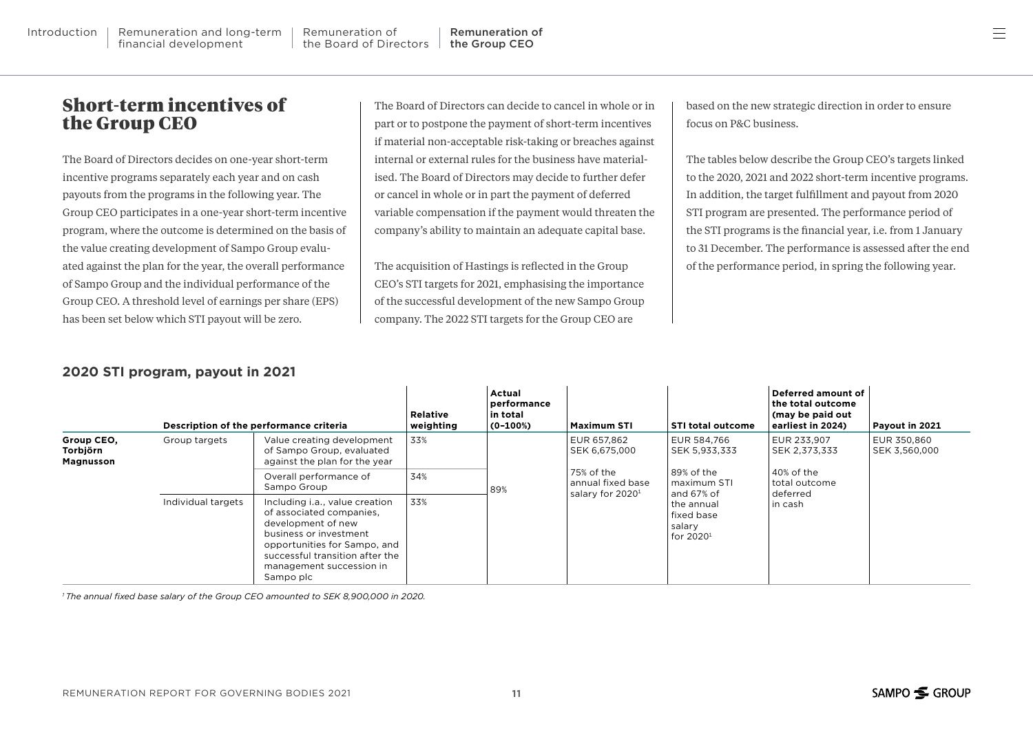## Short-term incentives of the Group CEO

The Board of Directors decides on one-year short-term incentive programs separately each year and on cash payouts from the programs in the following year. The Group CEO participates in a one-year short-term incentive program, where the outcome is determined on the basis of the value creating development of Sampo Group evaluated against the plan for the year, the overall performance of Sampo Group and the individual performance of the Group CEO. A threshold level of earnings per share (EPS) has been set below which STI payout will be zero.

The Board of Directors can decide to cancel in whole or in part or to postpone the payment of short-term incentives if material non-acceptable risk-taking or breaches against internal or external rules for the business have materialised. The Board of Directors may decide to further defer or cancel in whole or in part the payment of deferred variable compensation if the payment would threaten the company's ability to maintain an adequate capital base.

The acquisition of Hastings is reflected in the Group CEO's STI targets for 2021, emphasising the importance of the successful development of the new Sampo Group company. The 2022 STI targets for the Group CEO are based on the new strategic direction in order to ensure focus on P&C business.

The tables below describe the Group CEO's targets linked to the 2020, 2021 and 2022 short-term incentive programs. In addition, the target fulfillment and payout from 2020 STI program are presented. The performance period of the STI programs is the financial year, i.e. from 1 January to 31 December. The performance is assessed after the end of the performance period, in spring the following year.

### 2020 STI program, payout in 2021

| | Description of the performance criteria | | Relative weighting | Actual performance in total (0–100%) | Maximum STI | STI total outcome | Deferred amount of the total outcome (may be paid out earliest in 2024) | Payout in 2021 |
|---|---|---|---|---|---|---|---|---|
| Group CEO, Torbjörn Magnusson | Group targets | Value creating development of Sampo Group, evaluated against the plan for the year | 33% | 89% | EUR 657,862<br>SEK 6,675,000<br><br>75% of the annual fixed base salary for 2020[1] | EUR 584,766<br>SEK 5,933,333<br><br>89% of the maximum STI and 67% of the annual fixed base salary for 2020[1] | EUR 233,907<br>SEK 2,373,333<br><br>40% of the total outcome deferred in cash | EUR 350,860<br>SEK 3,560,000 |
| | | Overall performance of Sampo Group | 34% | | | | | |
| | Individual targets | Including i.a., value creation of associated companies, development of new business or investment opportunities for Sampo, and successful transition after the management succession in Sampo plc | 33% | | | | | |

*[1] The annual fixed base salary of the Group CEO amounted to SEK 8,900,000 in 2020.*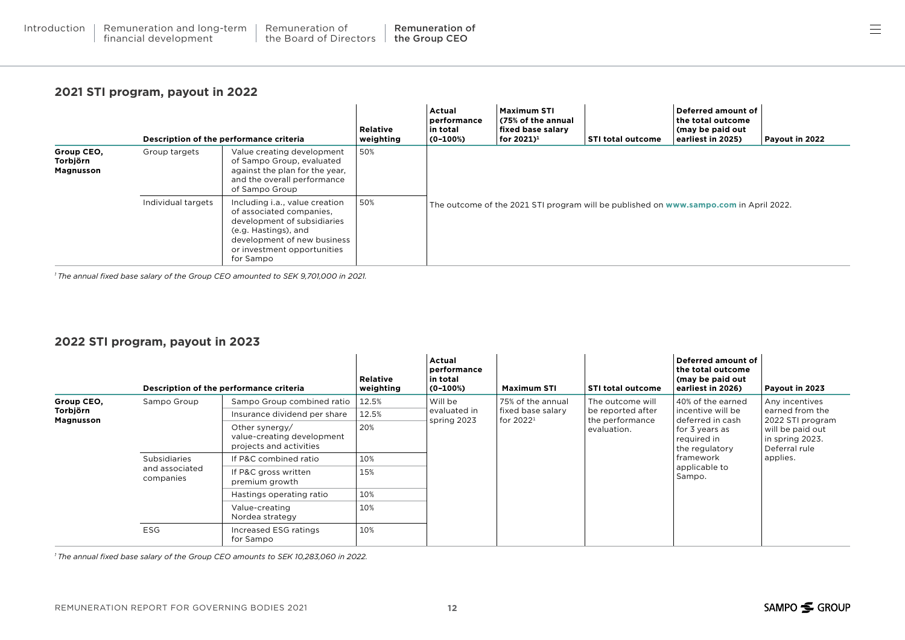## 2021 STI program, payout in 2022

| | Description of the performance criteria | | Relative weighting | Actual performance in total (0–100%) | Maximum STI (75% of the annual fixed base salary for 2021)[1] | STI total outcome | Deferred amount of the total outcome (may be paid out earliest in 2025) | Payout in 2022 |
|---|---|---|---|---|---|---|---|---|
| **Group CEO, Torbjörn Magnusson** | Group targets | Value creating development of Sampo Group, evaluated against the plan for the year, and the overall performance of Sampo Group | 50% | The outcome of the 2021 STI program will be published on **www.sampo.com** in April 2022. | | | | |
| | Individual targets | Including i.a., value creation of associated companies, development of subsidiaries (e.g. Hastings), and development of new business or investment opportunities for Sampo | 50% | | | | | |

*[1] The annual fixed base salary of the Group CEO amounted to SEK 9,701,000 in 2021.*

## 2022 STI program, payout in 2023

| | Description of the performance criteria | | Relative weighting | Actual performance in total (0–100%) | Maximum STI | STI total outcome | Deferred amount of the total outcome (may be paid out earliest in 2026) | Payout in 2023 |
|---|---|---|---|---|---|---|---|---|
| **Group CEO, Torbjörn Magnusson** | Sampo Group | Sampo Group combined ratio | 12.5% | Will be evaluated in spring 2023 | 75% of the annual fixed base salary for 2022[1] | The outcome will be reported after the performance evaluation. | 40% of the earned incentive will be deferred in cash for 3 years as required in the regulatory framework applicable to Sampo. | Any incentives earned from the 2022 STI program will be paid out in spring 2023. Deferral rule applies. |
| | | Insurance dividend per share | 12.5% | | | | | |
| | | Other synergy/ value-creating development projects and activities | 20% | | | | | |
| | Subsidiaries and associated companies | If P&C combined ratio | 10% | | | | | |
| | | If P&C gross written premium growth | 15% | | | | | |
| | | Hastings operating ratio | 10% | | | | | |
| | | Value-creating Nordea strategy | 10% | | | | | |
| | ESG | Increased ESG ratings for Sampo | 10% | | | | | |

*[1] The annual fixed base salary of the Group CEO amounts to SEK 10,283,060 in 2022.*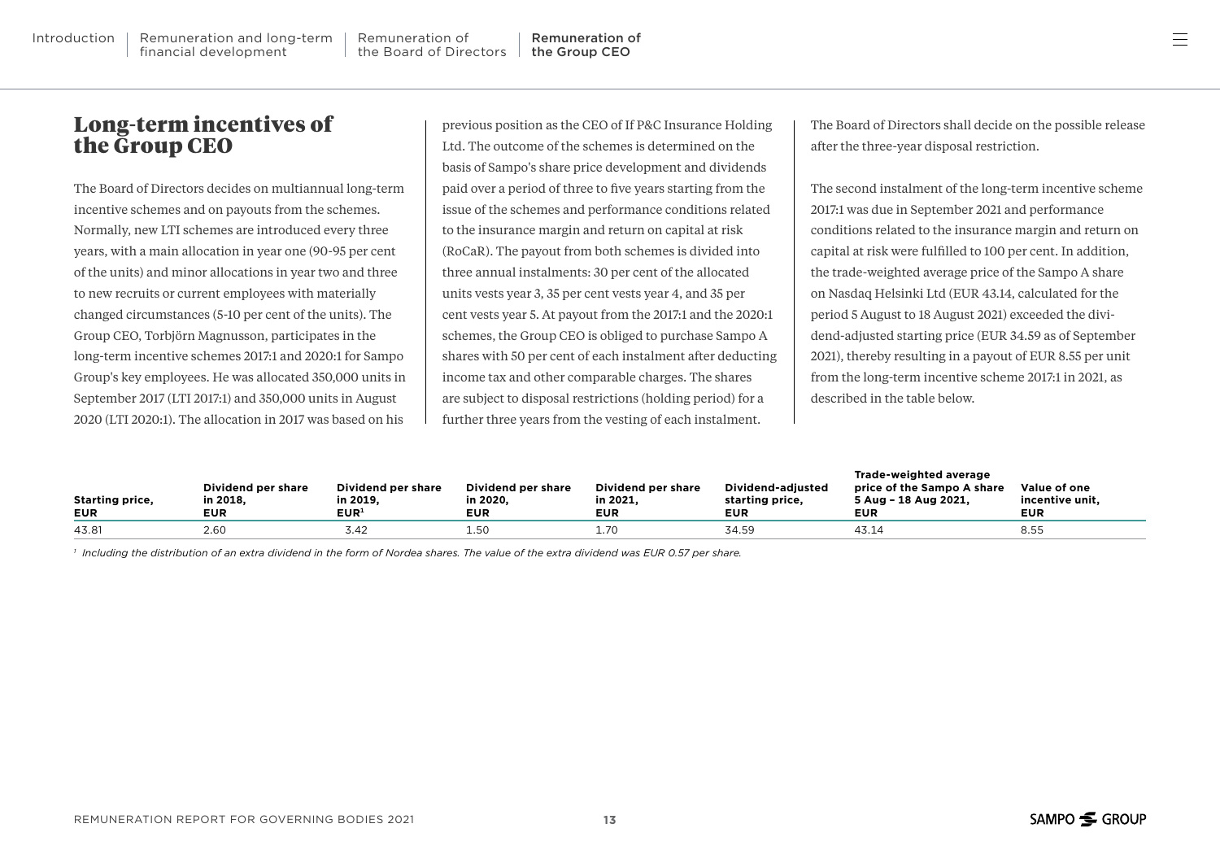# Long-term incentives of the Group CEO

The Board of Directors decides on multiannual long-term incentive schemes and on payouts from the schemes. Normally, new LTI schemes are introduced every three years, with a main allocation in year one (90-95 per cent of the units) and minor allocations in year two and three to new recruits or current employees with materially changed circumstances (5-10 per cent of the units). The Group CEO, Torbjörn Magnusson, participates in the long-term incentive schemes 2017:1 and 2020:1 for Sampo Group's key employees. He was allocated 350,000 units in September 2017 (LTI 2017:1) and 350,000 units in August 2020 (LTI 2020:1). The allocation in 2017 was based on his previous position as the CEO of If P&C Insurance Holding Ltd. The outcome of the schemes is determined on the basis of Sampo's share price development and dividends paid over a period of three to five years starting from the issue of the schemes and performance conditions related to the insurance margin and return on capital at risk (RoCaR). The payout from both schemes is divided into three annual instalments: 30 per cent of the allocated units vests year 3, 35 per cent vests year 4, and 35 per cent vests year 5. At payout from the 2017:1 and the 2020:1 schemes, the Group CEO is obliged to purchase Sampo A shares with 50 per cent of each instalment after deducting income tax and other comparable charges. The shares are subject to disposal restrictions (holding period) for a further three years from the vesting of each instalment. The Board of Directors shall decide on the possible release after the three-year disposal restriction.

The second instalment of the long-term incentive scheme 2017:1 was due in September 2021 and performance conditions related to the insurance margin and return on capital at risk were fulfilled to 100 per cent. In addition, the trade-weighted average price of the Sampo A share on Nasdaq Helsinki Ltd (EUR 43.14, calculated for the period 5 August to 18 August 2021) exceeded the dividend-adjusted starting price (EUR 34.59 as of September 2021), thereby resulting in a payout of EUR 8.55 per unit from the long-term incentive scheme 2017:1 in 2021, as described in the table below.

| Starting price, EUR | Dividend per share in 2018, EUR | Dividend per share in 2019, EUR[1] | Dividend per share in 2020, EUR | Dividend per share in 2021, EUR | Dividend-adjusted starting price, EUR | Trade-weighted average price of the Sampo A share 5 Aug – 18 Aug 2021, EUR | Value of one incentive unit, EUR |
|---|---|---|---|---|---|---|---|
| 43.81 | 2.60 | 3.42 | 1.50 | 1.70 | 34.59 | 43.14 | 8.55 |

*[1] Including the distribution of an extra dividend in the form of Nordea shares. The value of the extra dividend was EUR 0.57 per share.*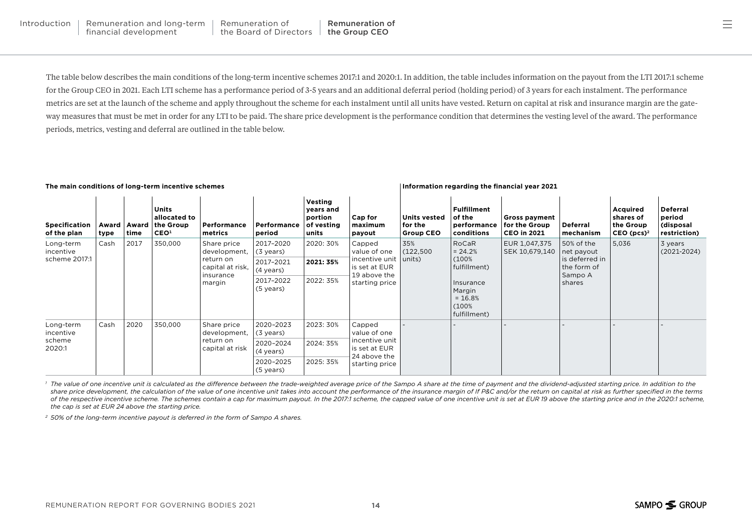The table below describes the main conditions of the long-term incentive schemes 2017:1 and 2020:1. In addition, the table includes information on the payout from the LTI 2017:1 scheme for the Group CEO in 2021. Each LTI scheme has a performance period of 3-5 years and an additional deferral period (holding period) of 3 years for each instalment. The performance metrics are set at the launch of the scheme and apply throughout the scheme for each instalment until all units have vested. Return on capital at risk and insurance margin are the gateway measures that must be met in order for any LTI to be paid. The share price development is the performance condition that determines the vesting level of the award. The performance periods, metrics, vesting and deferral are outlined in the table below.

| The main conditions of long-term incentive schemes | | | | | | | | Information regarding the financial year 2021 | | | | | |
|---|---|---|---|---|---|---|---|---|---|---|---|---|---|
| **Specification of the plan** | **Award type** | **Award time** | **Units allocated to the Group CEO[1]** | **Performance metrics** | **Performance period** | **Vesting years and portion of vesting units** | **Cap for maximum payout** | **Units vested for the Group CEO** | **Fulfillment of the performance conditions** | **Gross payment for the Group CEO in 2021** | **Deferral mechanism** | **Acquired shares of the Group CEO (pcs)[2]** | **Deferral period (disposal restriction)** |
| Long-term incentive scheme 2017:1 | Cash | 2017 | 350,000 | Share price development, return on capital at risk, insurance margin | 2017–2020 (3 years) | 2020: 30% | Capped value of one incentive unit is set at EUR 19 above the starting price | 35% (122,500 units) | RoCaR = 24.2% (100% fulfillment) Insurance Margin = 16.8% (100% fulfillment) | EUR 1,047,375 SEK 10,679,140 | 50% of the net payout is deferred in the form of Sampo A shares | 5,036 | 3 years (2021-2024) |
| | | | | | 2017–2021 (4 years) | **2021: 35%** | | | | | | | |
| | | | | | 2017–2022 (5 years) | 2022: 35% | | | | | | | |
| Long-term incentive scheme 2020:1 | Cash | 2020 | 350,000 | Share price development, return on capital at risk | 2020–2023 (3 years) | 2023: 30% | Capped value of one incentive unit is set at EUR 24 above the starting price | - | - | - | - | - | - |
| | | | | | 2020–2024 (4 years) | 2024: 35% | | | | | | | |
| | | | | | 2020–2025 (5 years) | 2025: 35% | | | | | | | |

*[1] The value of one incentive unit is calculated as the difference between the trade-weighted average price of the Sampo A share at the time of payment and the dividend-adjusted starting price. In addition to the share price development, the calculation of the value of one incentive unit takes into account the performance of the insurance margin of If P&C and/or the return on capital at risk as further specified in the terms of the respective incentive scheme. The schemes contain a cap for maximum payout. In the 2017:1 scheme, the capped value of one incentive unit is set at EUR 19 above the starting price and in the 2020:1 scheme, the cap is set at EUR 24 above the starting price.*

*[2] 50% of the long-term incentive payout is deferred in the form of Sampo A shares.*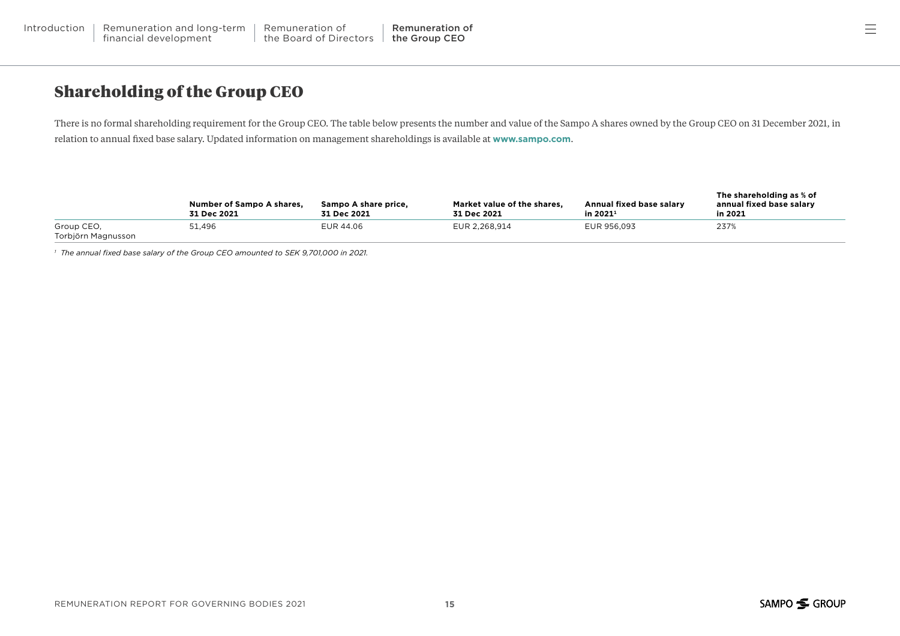## Shareholding of the Group CEO

There is no formal shareholding requirement for the Group CEO. The table below presents the number and value of the Sampo A shares owned by the Group CEO on 31 December 2021, in relation to annual fixed base salary. Updated information on management shareholdings is available at **www.sampo.com**.

| | Number of Sampo A shares, 31 Dec 2021 | Sampo A share price, 31 Dec 2021 | Market value of the shares, 31 Dec 2021 | Annual fixed base salary in 2021[1] | The shareholding as % of annual fixed base salary in 2021 |
|---|---|---|---|---|---|
| Group CEO, Torbjörn Magnusson | 51,496 | EUR 44.06 | EUR 2,268,914 | EUR 956,093 | 237% |

[1] *The annual fixed base salary of the Group CEO amounted to SEK 9,701,000 in 2021.*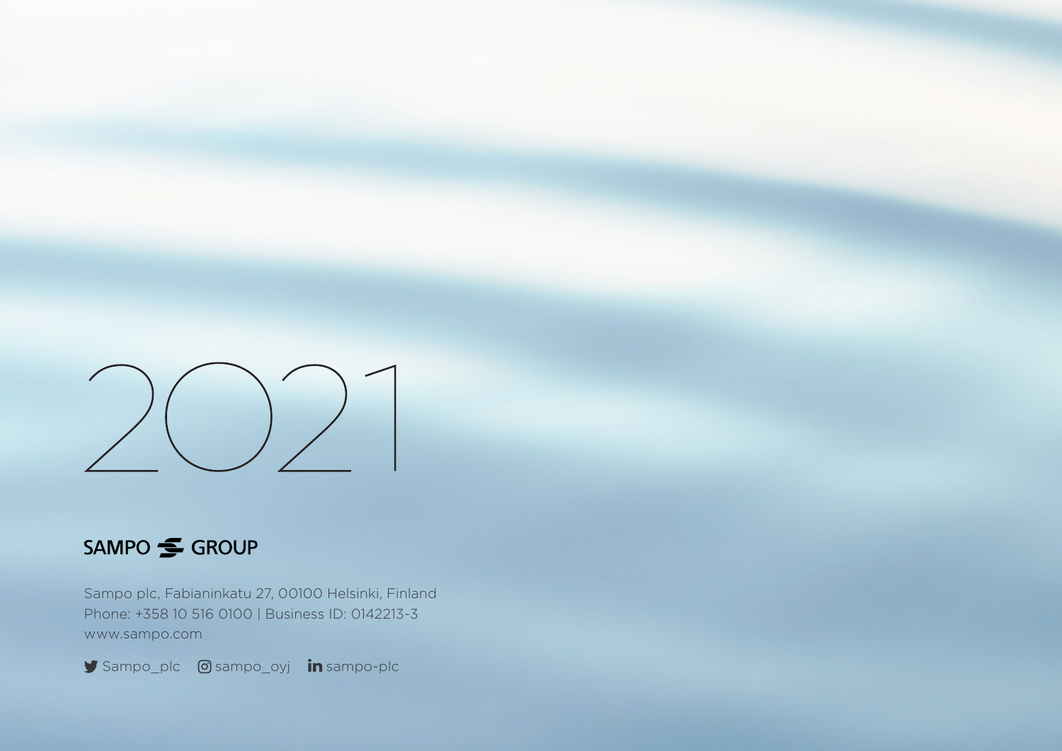# 2021

SAMPO GROUP

Sampo plc, Fabianinkatu 27, 00100 Helsinki, Finland
Phone: +358 10 516 0100 | Business ID: 0142213-3
www.sampo.com

Sampo_plc   sampo_oyj   sampo-plc